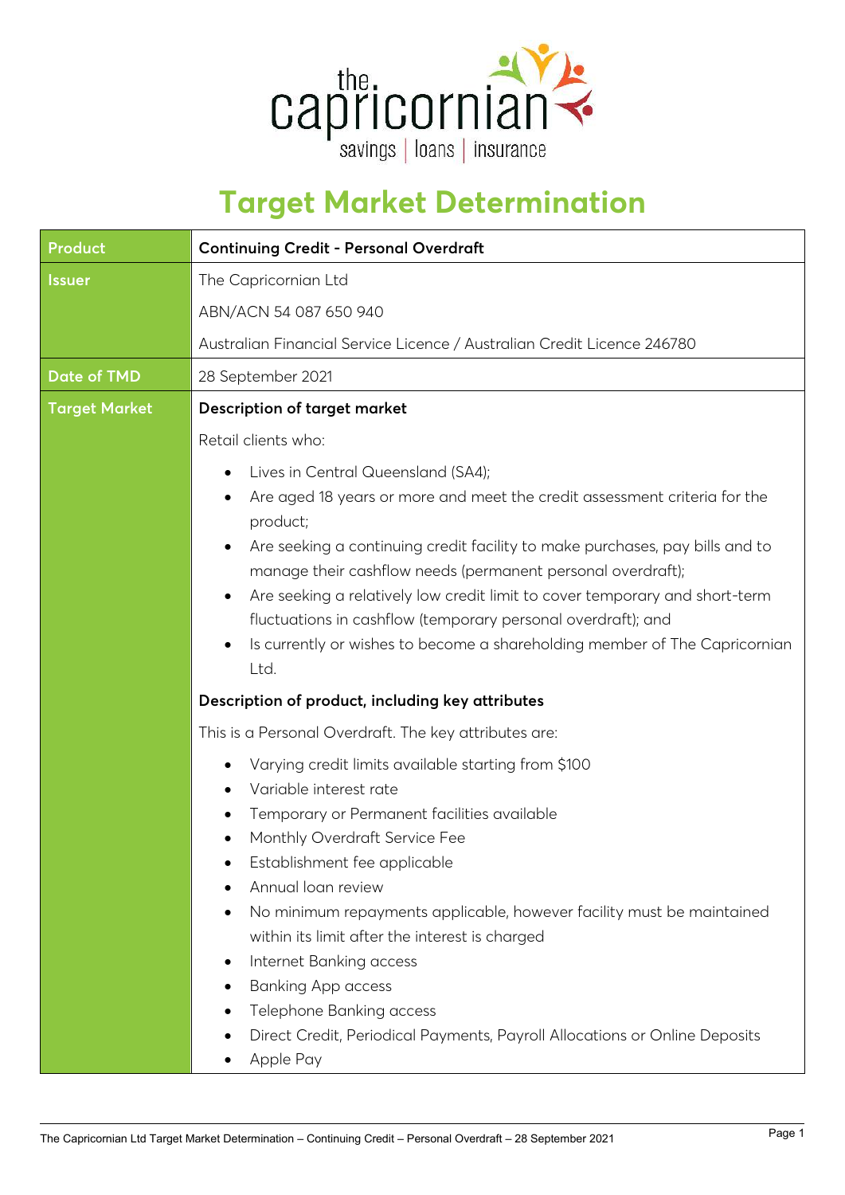# Target Market Determination

| Product | Continuing Credit - Personal Overdraft |
|---|---|
| Issuer | The Capricornian Ltd<br>ABN/ACN 54 087 650 940<br>Australian Financial Service Licence / Australian Credit Licence 246780 |
| Date of TMD | 28 September 2021 |
| Target Market | **Description of target market**<br>Retail clients who:<br>• Lives in Central Queensland (SA4);<br>• Are aged 18 years or more and meet the credit assessment criteria for the product;<br>• Are seeking a continuing credit facility to make purchases, pay bills and to manage their cashflow needs (permanent personal overdraft);<br>• Are seeking a relatively low credit limit to cover temporary and short-term fluctuations in cashflow (temporary personal overdraft); and<br>• Is currently or wishes to become a shareholding member of The Capricornian Ltd.<br>**Description of product, including key attributes**<br>This is a Personal Overdraft. The key attributes are:<br>• Varying credit limits available starting from $100<br>• Variable interest rate<br>• Temporary or Permanent facilities available<br>• Monthly Overdraft Service Fee<br>• Establishment fee applicable<br>• Annual loan review<br>• No minimum repayments applicable, however facility must be maintained within its limit after the interest is charged<br>• Internet Banking access<br>• Banking App access<br>• Telephone Banking access<br>• Direct Credit, Periodical Payments, Payroll Allocations or Online Deposits<br>• Apple Pay |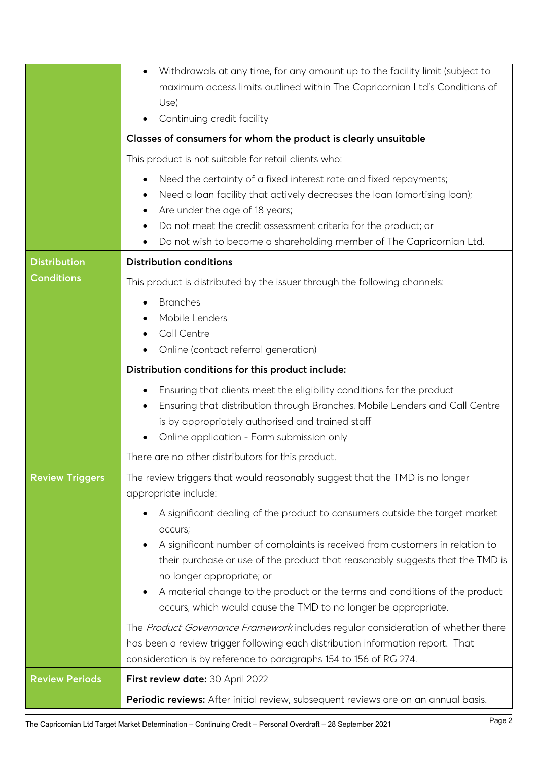| | |
|---|---|
| | • Withdrawals at any time, for any amount up to the facility limit (subject to maximum access limits outlined within The Capricornian Ltd's Conditions of Use)<br>• Continuing credit facility<br><br>**Classes of consumers for whom the product is clearly unsuitable**<br><br>This product is not suitable for retail clients who:<br><br>• Need the certainty of a fixed interest rate and fixed repayments;<br>• Need a loan facility that actively decreases the loan (amortising loan);<br>• Are under the age of 18 years;<br>• Do not meet the credit assessment criteria for the product; or<br>• Do not wish to become a shareholding member of The Capricornian Ltd. |
| **Distribution Conditions** | **Distribution conditions**<br><br>This product is distributed by the issuer through the following channels:<br><br>• Branches<br>• Mobile Lenders<br>• Call Centre<br>• Online (contact referral generation)<br><br>**Distribution conditions for this product include:**<br><br>• Ensuring that clients meet the eligibility conditions for the product<br>• Ensuring that distribution through Branches, Mobile Lenders and Call Centre is by appropriately authorised and trained staff<br>• Online application - Form submission only<br><br>There are no other distributors for this product. |
| **Review Triggers** | The review triggers that would reasonably suggest that the TMD is no longer appropriate include:<br><br>• A significant dealing of the product to consumers outside the target market occurs;<br>• A significant number of complaints is received from customers in relation to their purchase or use of the product that reasonably suggests that the TMD is no longer appropriate; or<br>• A material change to the product or the terms and conditions of the product occurs, which would cause the TMD to no longer be appropriate.<br><br>The *Product Governance Framework* includes regular consideration of whether there has been a review trigger following each distribution information report. That consideration is by reference to paragraphs 154 to 156 of RG 274. |
| **Review Periods** | **First review date:** 30 April 2022<br><br>**Periodic reviews:** After initial review, subsequent reviews are on an annual basis. |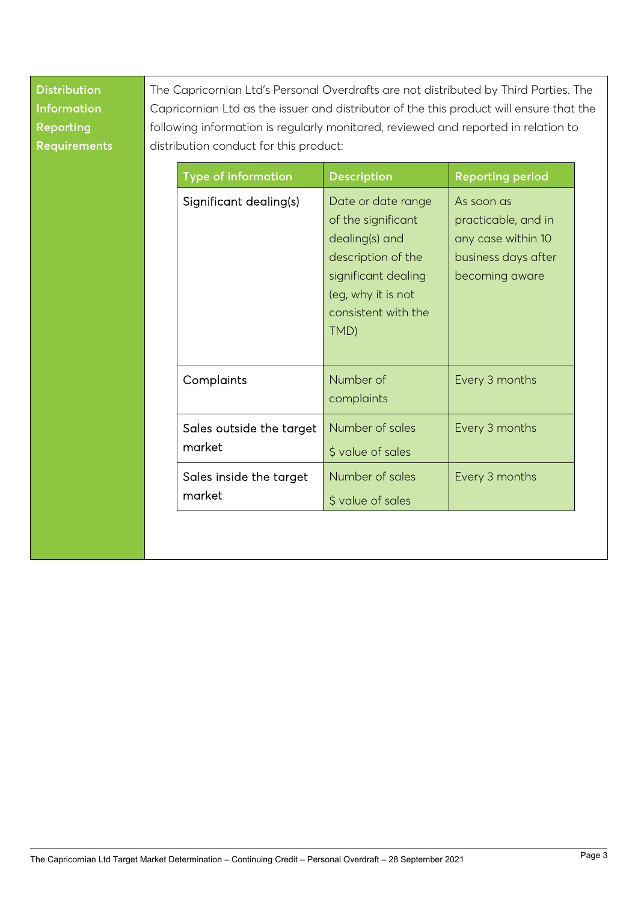**Distribution Information Reporting Requirements**

The Capricornian Ltd's Personal Overdrafts are not distributed by Third Parties. The Capricornian Ltd as the issuer and distributor of the this product will ensure that the following information is regularly monitored, reviewed and reported in relation to distribution conduct for this product:

| Type of information | Description | Reporting period |
|---|---|---|
| Significant dealing(s) | Date or date range of the significant dealing(s) and description of the significant dealing (eg, why it is not consistent with the TMD) | As soon as practicable, and in any case within 10 business days after becoming aware |
| Complaints | Number of complaints | Every 3 months |
| Sales outside the target market | Number of sales<br>$ value of sales | Every 3 months |
| Sales inside the target market | Number of sales<br>$ value of sales | Every 3 months |